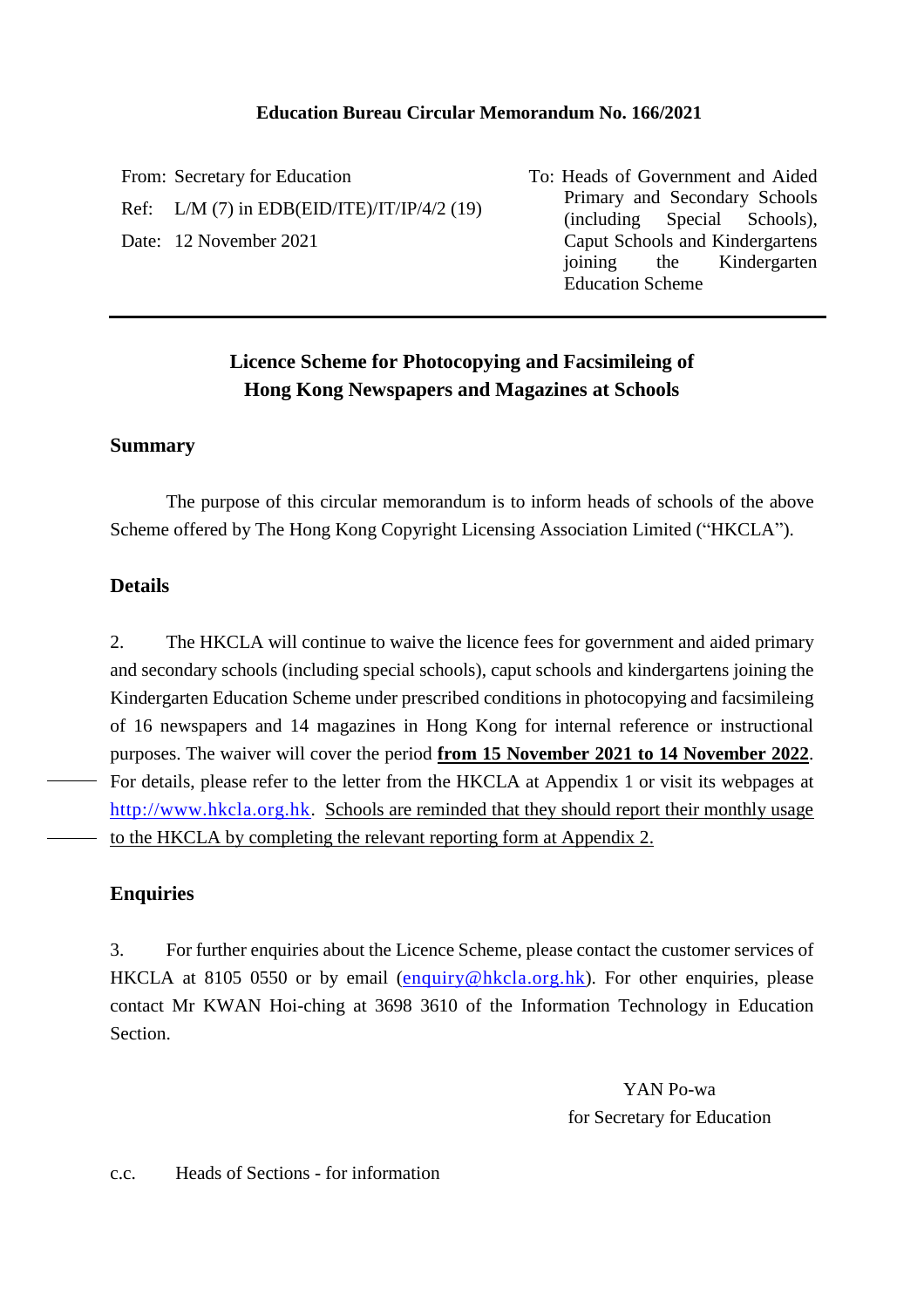**Education Bureau Circular Memorandum No. 166/2021**

From: Secretary for Education

Ref: L/M (7) in EDB(EID/ITE)/IT/IP/4/2 (19)

Date: 12 November 2021

To: Heads of Government and Aided Primary and Secondary Schools (including Special Schools), Caput Schools and Kindergartens joining the Kindergarten Education Scheme

---

## Licence Scheme for Photocopying and Facsimileing of Hong Kong Newspapers and Magazines at Schools

### Summary

The purpose of this circular memorandum is to inform heads of schools of the above Scheme offered by The Hong Kong Copyright Licensing Association Limited ("HKCLA").

### Details

2. The HKCLA will continue to waive the licence fees for government and aided primary and secondary schools (including special schools), caput schools and kindergartens joining the Kindergarten Education Scheme under prescribed conditions in photocopying and facsimileing of 16 newspapers and 14 magazines in Hong Kong for internal reference or instructional purposes. The waiver will cover the period **<u>from 15 November 2021 to 14 November 2022</u>**. For details, please refer to the letter from the HKCLA at Appendix 1 or visit its webpages at http://www.hkcla.org.hk. <u>Schools are reminded that they should report their monthly usage to the HKCLA by completing the relevant reporting form at Appendix 2.</u>

### Enquiries

3. For further enquiries about the Licence Scheme, please contact the customer services of HKCLA at 8105 0550 or by email (enquiry@hkcla.org.hk). For other enquiries, please contact Mr KWAN Hoi-ching at 3698 3610 of the Information Technology in Education Section.

YAN Po-wa
for Secretary for Education

c.c. Heads of Sections - for information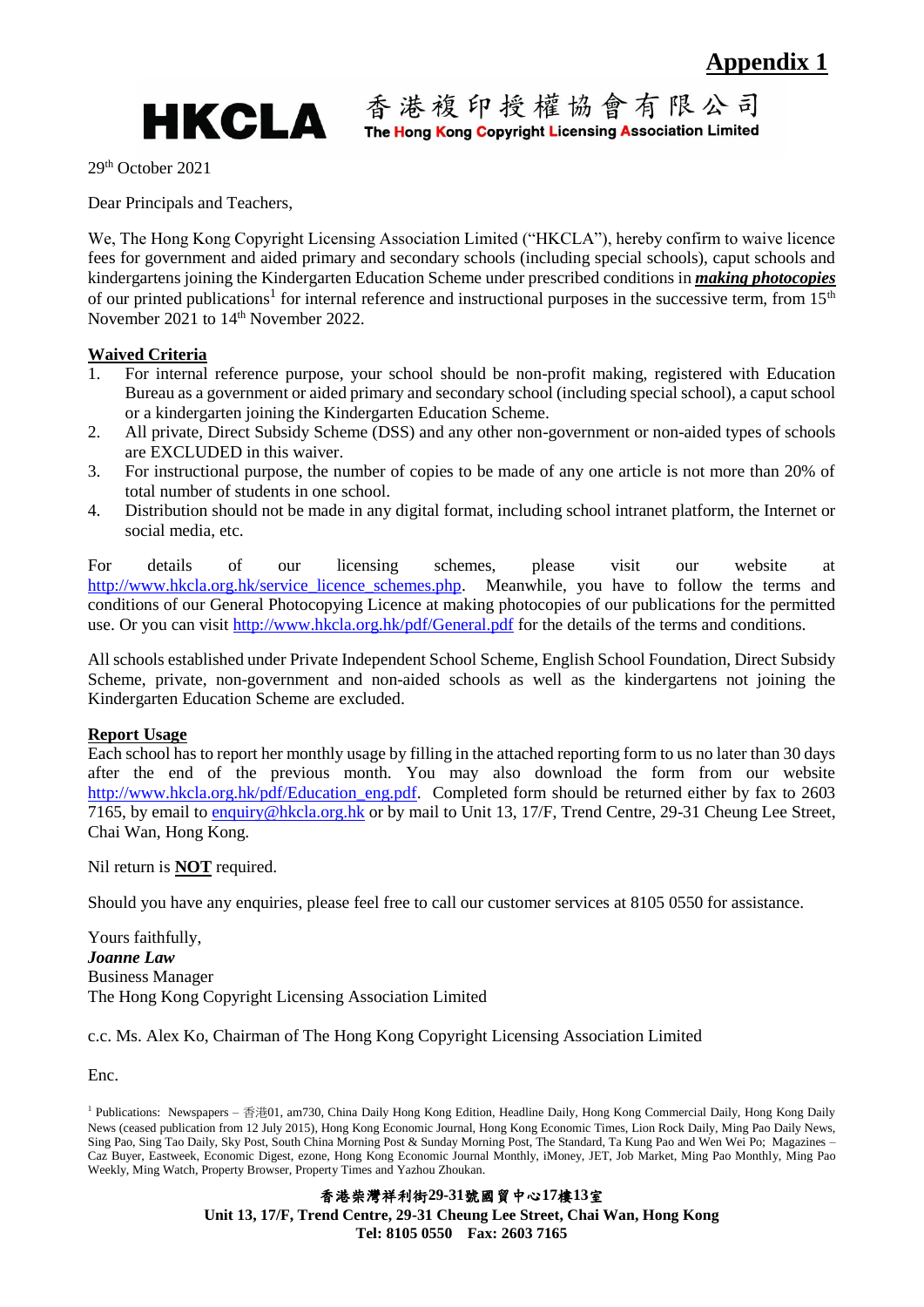**Appendix 1**

# HKCLA 香港複印授權協會有限公司

**The Hong Kong Copyright Licensing Association Limited**

29th October 2021

Dear Principals and Teachers,

We, The Hong Kong Copyright Licensing Association Limited ("HKCLA"), hereby confirm to waive licence fees for government and aided primary and secondary schools (including special schools), caput schools and kindergartens joining the Kindergarten Education Scheme under prescribed conditions in ***making photocopies*** of our printed publications[1] for internal reference and instructional purposes in the successive term, from 15th November 2021 to 14th November 2022.

**Waived Criteria**

1. For internal reference purpose, your school should be non-profit making, registered with Education Bureau as a government or aided primary and secondary school (including special school), a caput school or a kindergarten joining the Kindergarten Education Scheme.
2. All private, Direct Subsidy Scheme (DSS) and any other non-government or non-aided types of schools are EXCLUDED in this waiver.
3. For instructional purpose, the number of copies to be made of any one article is not more than 20% of total number of students in one school.
4. Distribution should not be made in any digital format, including school intranet platform, the Internet or social media, etc.

For details of our licensing schemes, please visit our website at http://www.hkcla.org.hk/service_licence_schemes.php. Meanwhile, you have to follow the terms and conditions of our General Photocopying Licence at making photocopies of our publications for the permitted use. Or you can visit http://www.hkcla.org.hk/pdf/General.pdf for the details of the terms and conditions.

All schools established under Private Independent School Scheme, English School Foundation, Direct Subsidy Scheme, private, non-government and non-aided schools as well as the kindergartens not joining the Kindergarten Education Scheme are excluded.

**Report Usage**

Each school has to report her monthly usage by filling in the attached reporting form to us no later than 30 days after the end of the previous month. You may also download the form from our website http://www.hkcla.org.hk/pdf/Education_eng.pdf. Completed form should be returned either by fax to 2603 7165, by email to enquiry@hkcla.org.hk or by mail to Unit 13, 17/F, Trend Centre, 29-31 Cheung Lee Street, Chai Wan, Hong Kong.

Nil return is **NOT** required.

Should you have any enquiries, please feel free to call our customer services at 8105 0550 for assistance.

Yours faithfully,
***Joanne Law***
Business Manager
The Hong Kong Copyright Licensing Association Limited

c.c. Ms. Alex Ko, Chairman of The Hong Kong Copyright Licensing Association Limited

Enc.

[1] Publications: Newspapers – 香港01, am730, China Daily Hong Kong Edition, Headline Daily, Hong Kong Commercial Daily, Hong Kong Daily News (ceased publication from 12 July 2015), Hong Kong Economic Journal, Hong Kong Economic Times, Lion Rock Daily, Ming Pao Daily News, Sing Pao, Sing Tao Daily, Sky Post, South China Morning Post & Sunday Morning Post, The Standard, Ta Kung Pao and Wen Wei Po; Magazines – Caz Buyer, Eastweek, Economic Digest, ezone, Hong Kong Economic Journal Monthly, iMoney, JET, Job Market, Ming Pao Monthly, Ming Pao Weekly, Ming Watch, Property Browser, Property Times and Yazhou Zhoukan.

**香港柴灣祥利街29-31號國貿中心17樓13室**
**Unit 13, 17/F, Trend Centre, 29-31 Cheung Lee Street, Chai Wan, Hong Kong**
**Tel: 8105 0550 Fax: 2603 7165**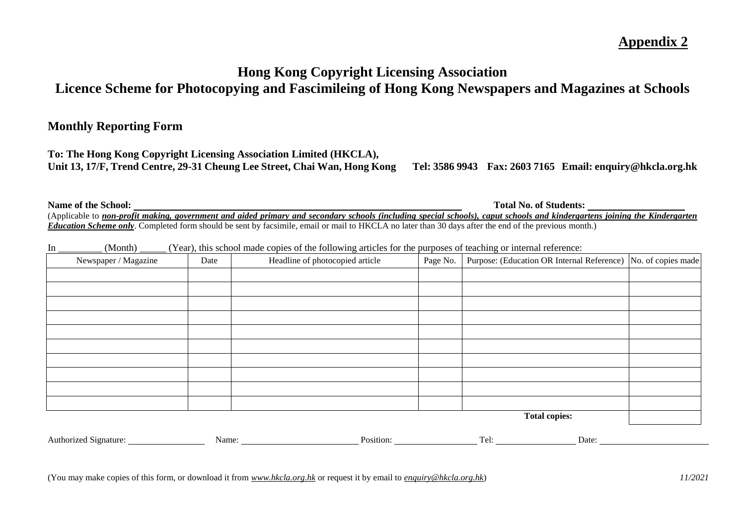**<u>Appendix 2</u>**

# Hong Kong Copyright Licensing Association
# Licence Scheme for Photocopying and Fascimileing of Hong Kong Newspapers and Magazines at Schools

## Monthly Reporting Form

**To: The Hong Kong Copyright Licensing Association Limited (HKCLA),**
**Unit 13, 17/F, Trend Centre, 29-31 Cheung Lee Street, Chai Wan, Hong Kong Tel: 3586 9943 Fax: 2603 7165 Email: enquiry@hkcla.org.hk**

**Name of the School:** ______________________________ **Total No. of Students:** ____________

(Applicable to ***non-profit making, government and aided primary and secondary schools (including special schools), caput schools and kindergartens joining the Kindergarten Education Scheme only***. Completed form should be sent by facsimile, email or mail to HKCLA no later than 30 days after the end of the previous month.)

In ________ (Month) _____ (Year), this school made copies of the following articles for the purposes of teaching or internal reference:

| Newspaper / Magazine | Date | Headline of photocopied article | Page No. | Purpose: (Education OR Internal Reference) | No. of copies made |
|---|---|---|---|---|---|
| | | | | | |
| | | | | | |
| | | | | | |
| | | | | | |
| | | | | | |
| | | | | | |
| | | | | | |
| | | | | | |
| | | | | | |
| | | | | | |
| | | | | **Total copies:** | |

Authorized Signature: ____________ Name: ________________ Position: ____________ Tel: ____________ Date: ________________

(You may make copies of this form, or download it from *www.hkcla.org.hk* or request it by email to *enquiry@hkcla.org.hk*) *11/2021*